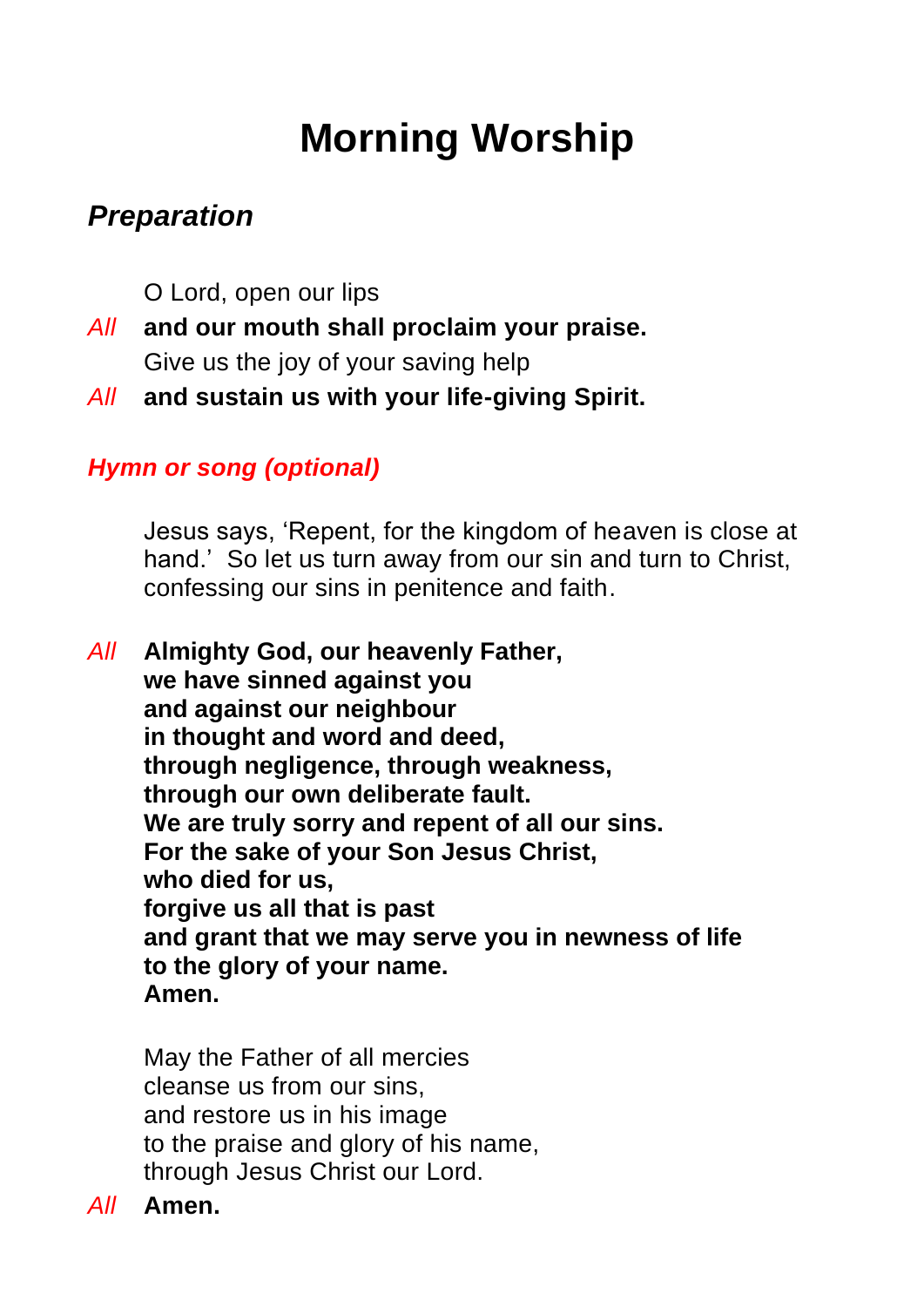# Morning Worship

## *Preparation*

O Lord, open our lips

*All* **and our mouth shall proclaim your praise.**

Give us the joy of your saving help

*All* **and sustain us with your life-giving Spirit.**

### *Hymn or song (optional)*

Jesus says, 'Repent, for the kingdom of heaven is close at hand.' So let us turn away from our sin and turn to Christ, confessing our sins in penitence and faith.

*All* **Almighty God, our heavenly Father,**
**we have sinned against you**
**and against our neighbour**
**in thought and word and deed,**
**through negligence, through weakness,**
**through our own deliberate fault.**
**We are truly sorry and repent of all our sins.**
**For the sake of your Son Jesus Christ,**
**who died for us,**
**forgive us all that is past**
**and grant that we may serve you in newness of life**
**to the glory of your name.**
**Amen.**

May the Father of all mercies
cleanse us from our sins,
and restore us in his image
to the praise and glory of his name,
through Jesus Christ our Lord.

*All* **Amen.**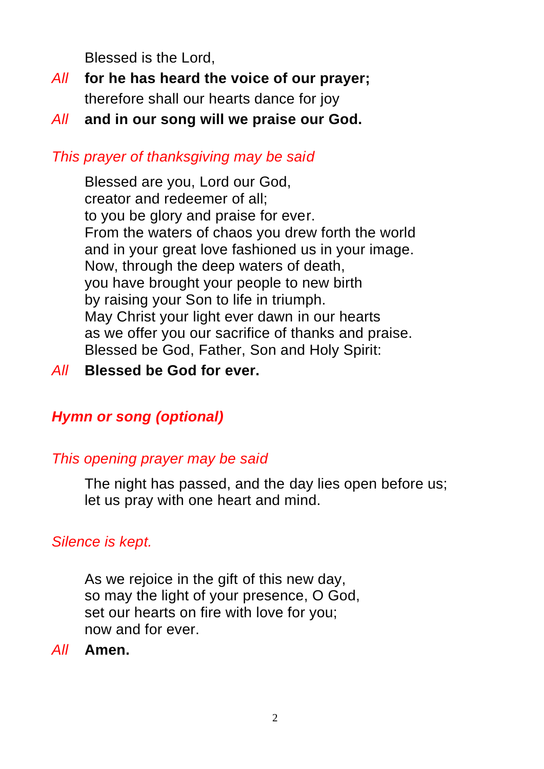Blessed is the Lord,

*All* **for he has heard the voice of our prayer;**

therefore shall our hearts dance for joy

*All* **and in our song will we praise our God.**

*This prayer of thanksgiving may be said*

Blessed are you, Lord our God,
creator and redeemer of all;
to you be glory and praise for ever.
From the waters of chaos you drew forth the world
and in your great love fashioned us in your image.
Now, through the deep waters of death,
you have brought your people to new birth
by raising your Son to life in triumph.
May Christ your light ever dawn in our hearts
as we offer you our sacrifice of thanks and praise.
Blessed be God, Father, Son and Holy Spirit:

*All* **Blessed be God for ever.**

***Hymn or song (optional)***

*This opening prayer may be said*

The night has passed, and the day lies open before us;
let us pray with one heart and mind.

*Silence is kept.*

As we rejoice in the gift of this new day,
so may the light of your presence, O God,
set our hearts on fire with love for you;
now and for ever.

*All* **Amen.**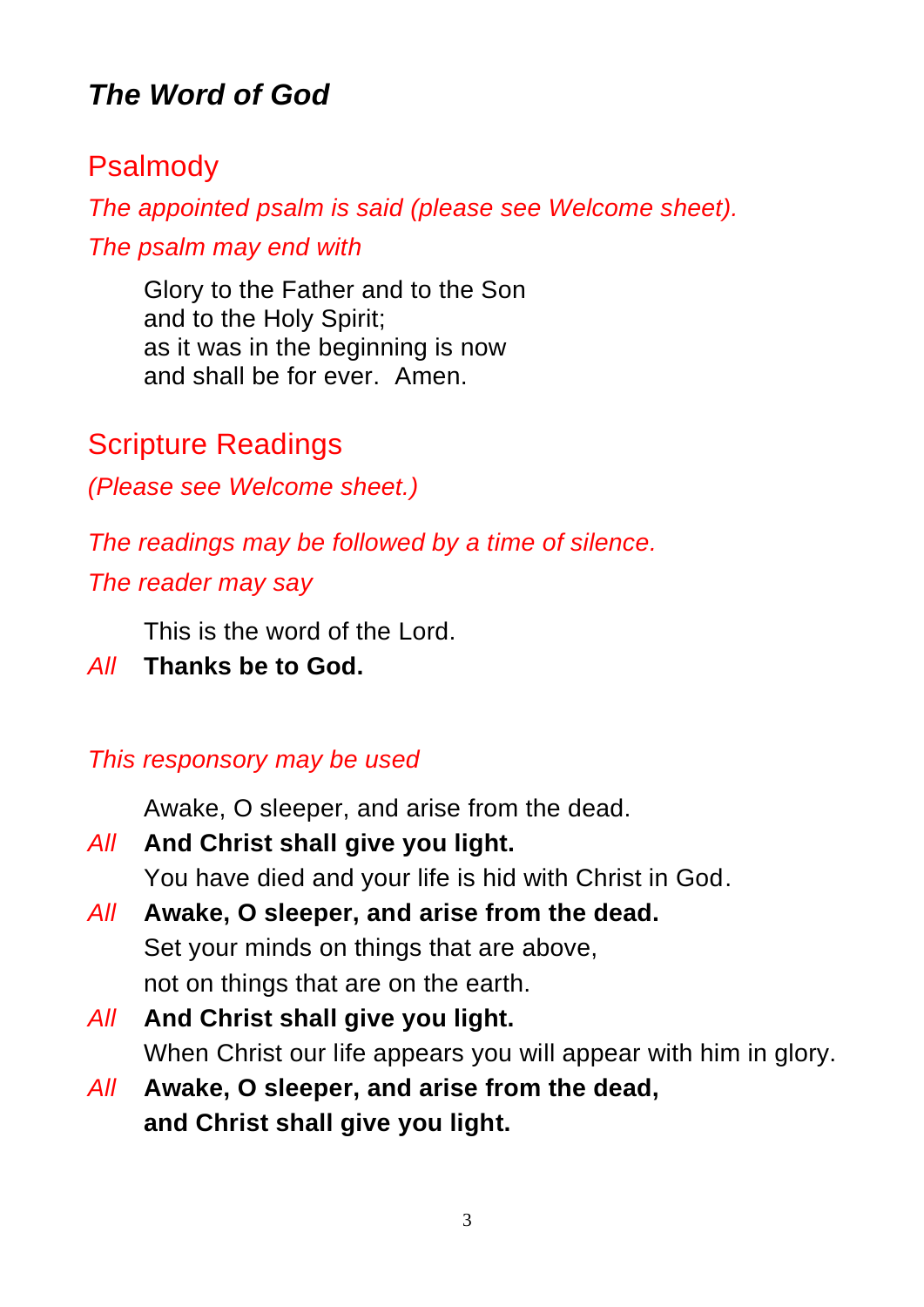# *The Word of God*

## Psalmody

*The appointed psalm is said (please see Welcome sheet).*

*The psalm may end with*

Glory to the Father and to the Son  
and to the Holy Spirit;  
as it was in the beginning is now  
and shall be for ever.  Amen.

## Scripture Readings

*(Please see Welcome sheet.)*

*The readings may be followed by a time of silence.*

*The reader may say*

This is the word of the Lord.  
*All* **Thanks be to God.**

*This responsory may be used*

Awake, O sleeper, and arise from the dead.  
*All* **And Christ shall give you light.**  
You have died and your life is hid with Christ in God.  
*All* **Awake, O sleeper, and arise from the dead.**  
Set your minds on things that are above,  
not on things that are on the earth.  
*All* **And Christ shall give you light.**  
When Christ our life appears you will appear with him in glory.  
*All* **Awake, O sleeper, and arise from the dead,**  
**and Christ shall give you light.**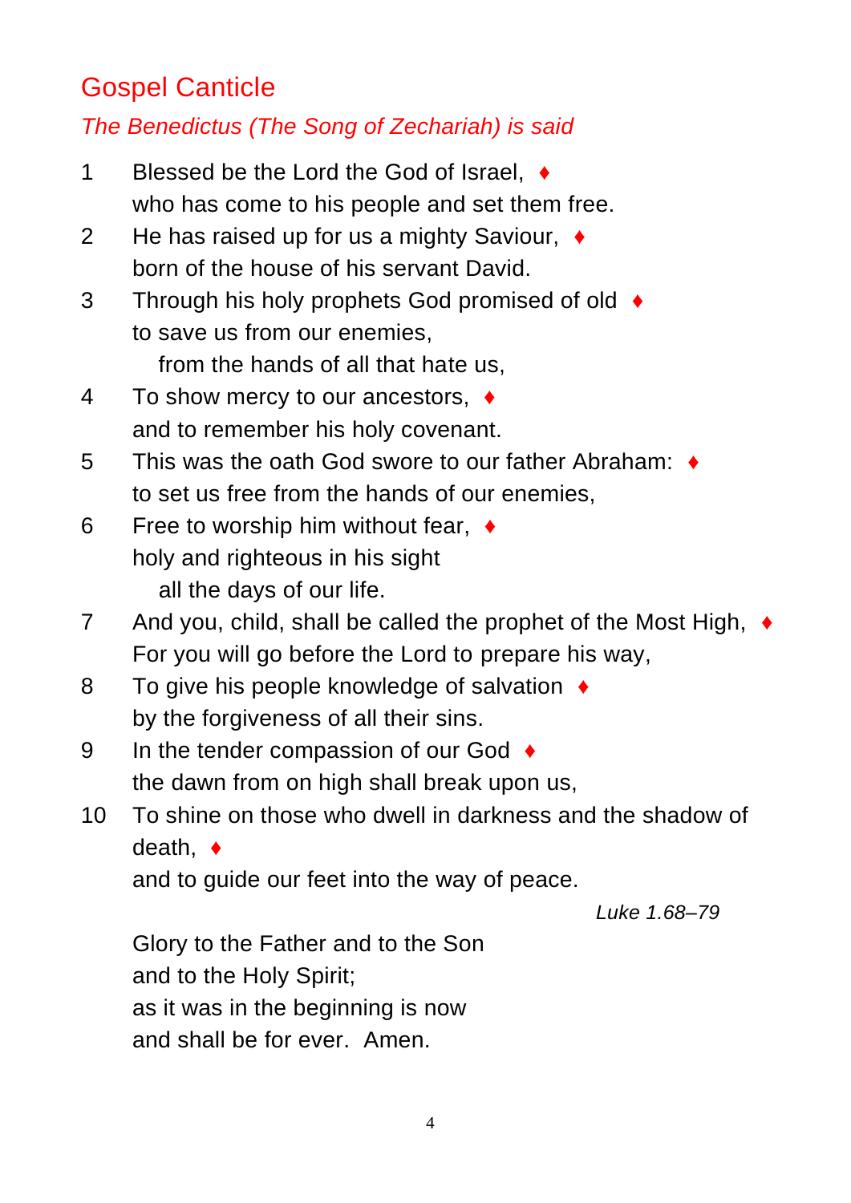## Gospel Canticle

*The Benedictus (The Song of Zechariah) is said*

1 Blessed be the Lord the God of Israel, ♦
who has come to his people and set them free.

2 He has raised up for us a mighty Saviour, ♦
born of the house of his servant David.

3 Through his holy prophets God promised of old ♦
to save us from our enemies,
  from the hands of all that hate us,

4 To show mercy to our ancestors, ♦
and to remember his holy covenant.

5 This was the oath God swore to our father Abraham: ♦
to set us free from the hands of our enemies,

6 Free to worship him without fear, ♦
holy and righteous in his sight
  all the days of our life.

7 And you, child, shall be called the prophet of the Most High, ♦
For you will go before the Lord to prepare his way,

8 To give his people knowledge of salvation ♦
by the forgiveness of all their sins.

9 In the tender compassion of our God ♦
the dawn from on high shall break upon us,

10 To shine on those who dwell in darkness and the shadow of death, ♦
and to guide our feet into the way of peace.

*Luke 1.68–79*

Glory to the Father and to the Son
and to the Holy Spirit;
as it was in the beginning is now
and shall be for ever. Amen.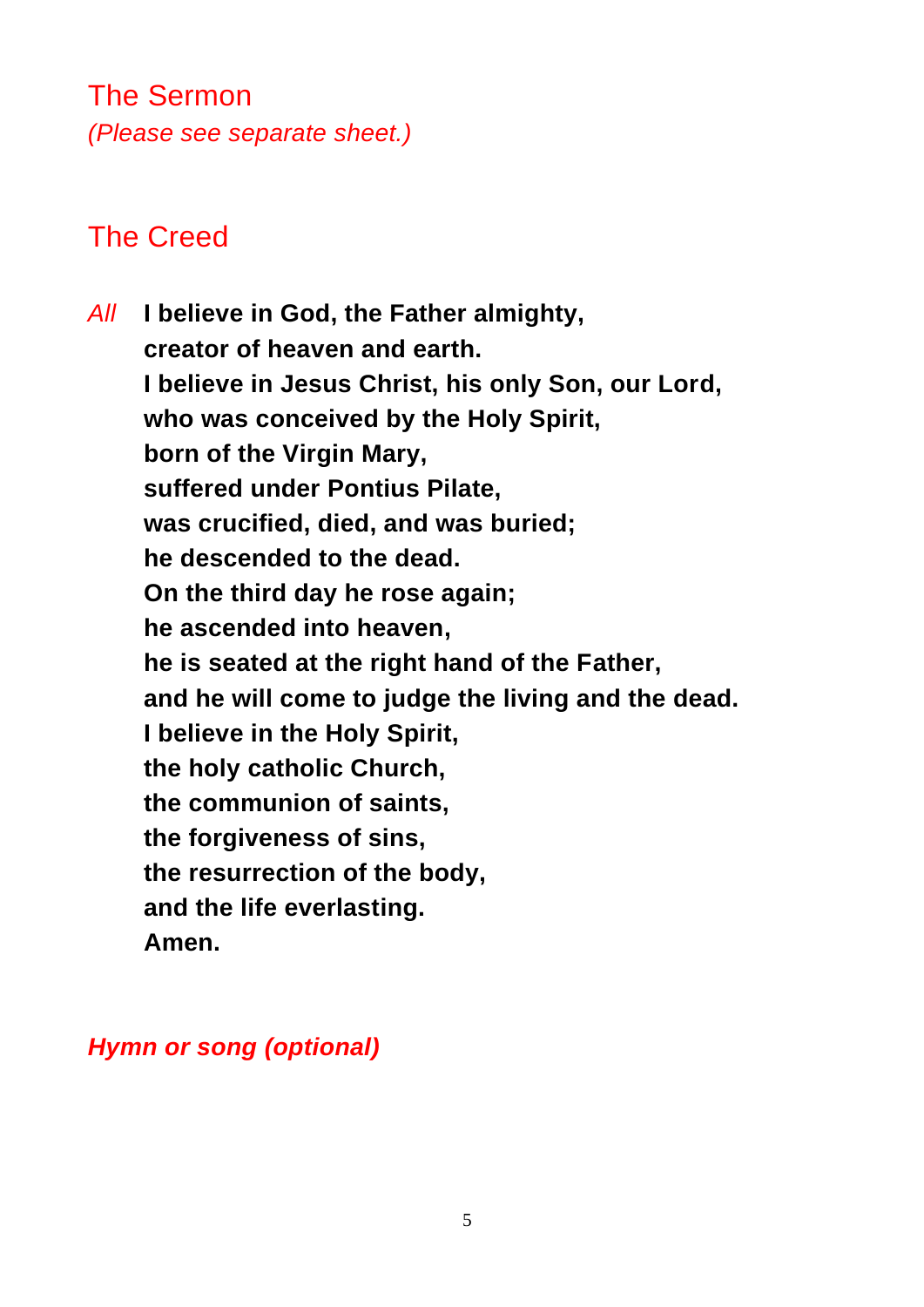## The Sermon

*(Please see separate sheet.)*

## The Creed

*All* **I believe in God, the Father almighty,**
**creator of heaven and earth.**
**I believe in Jesus Christ, his only Son, our Lord,**
**who was conceived by the Holy Spirit,**
**born of the Virgin Mary,**
**suffered under Pontius Pilate,**
**was crucified, died, and was buried;**
**he descended to the dead.**
**On the third day he rose again;**
**he ascended into heaven,**
**he is seated at the right hand of the Father,**
**and he will come to judge the living and the dead.**
**I believe in the Holy Spirit,**
**the holy catholic Church,**
**the communion of saints,**
**the forgiveness of sins,**
**the resurrection of the body,**
**and the life everlasting.**
**Amen.**

***Hymn or song (optional)***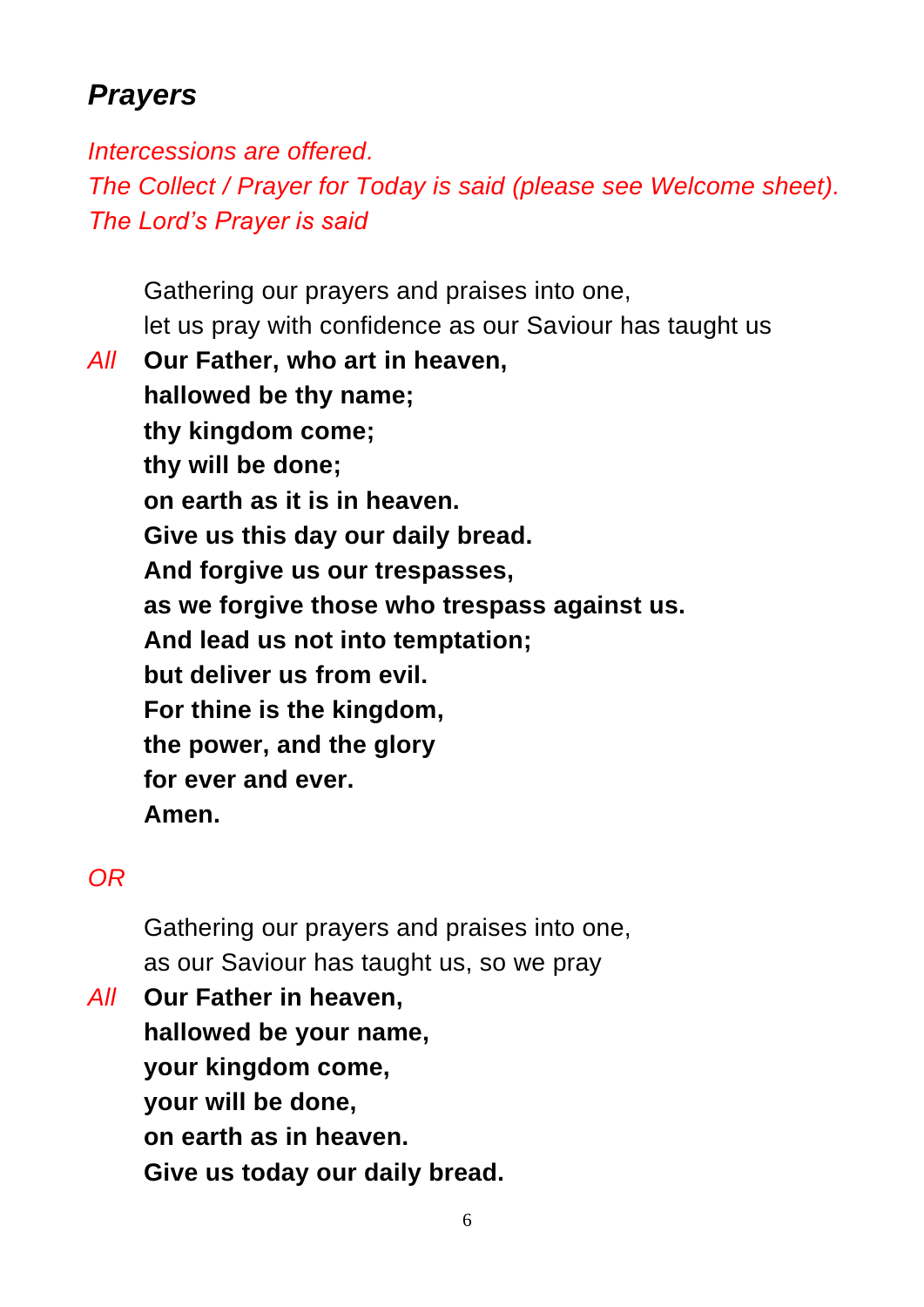## *Prayers*

*Intercessions are offered.*
*The Collect / Prayer for Today is said (please see Welcome sheet).*
*The Lord's Prayer is said*

Gathering our prayers and praises into one,
let us pray with confidence as our Saviour has taught us

*All* **Our Father, who art in heaven,**
**hallowed be thy name;**
**thy kingdom come;**
**thy will be done;**
**on earth as it is in heaven.**
**Give us this day our daily bread.**
**And forgive us our trespasses,**
**as we forgive those who trespass against us.**
**And lead us not into temptation;**
**but deliver us from evil.**
**For thine is the kingdom,**
**the power, and the glory**
**for ever and ever.**
**Amen.**

*OR*

Gathering our prayers and praises into one,
as our Saviour has taught us, so we pray

*All* **Our Father in heaven,**
**hallowed be your name,**
**your kingdom come,**
**your will be done,**
**on earth as in heaven.**
**Give us today our daily bread.**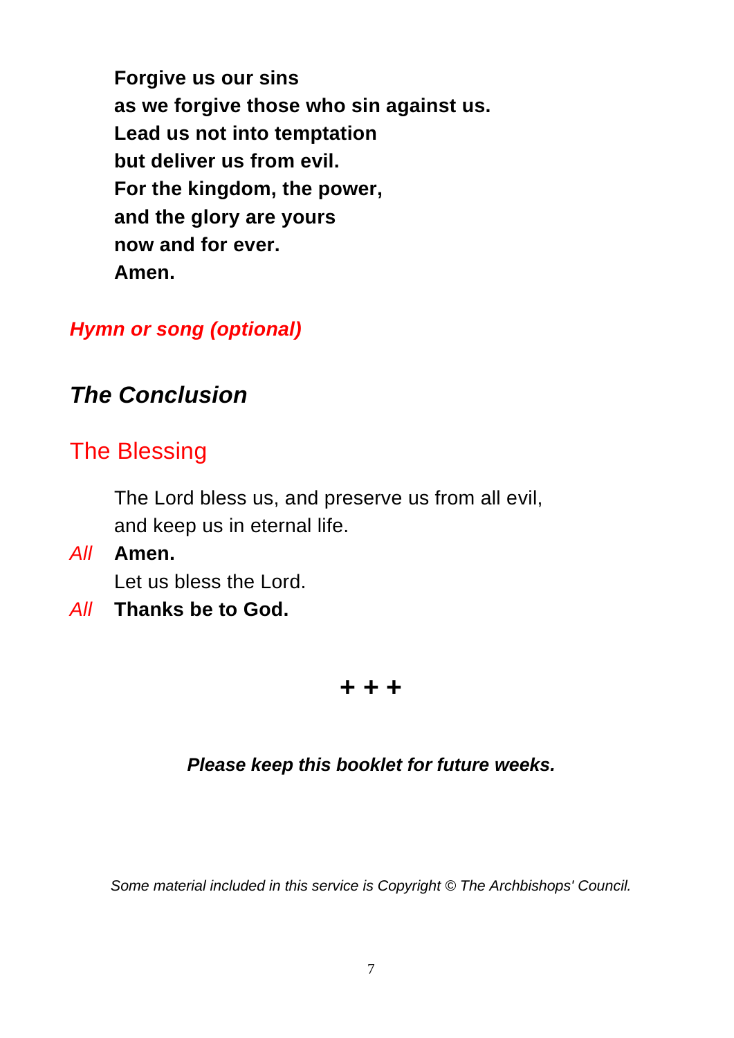**Forgive us our sins**
**as we forgive those who sin against us.**
**Lead us not into temptation**
**but deliver us from evil.**
**For the kingdom, the power,**
**and the glory are yours**
**now and for ever.**
**Amen.**

***Hymn or song (optional)***

## *The Conclusion*

### The Blessing

The Lord bless us, and preserve us from all evil,
and keep us in eternal life.

*All* **Amen.**

Let us bless the Lord.

*All* **Thanks be to God.**

**+ + +**

***Please keep this booklet for future weeks.***

*Some material included in this service is Copyright © The Archbishops' Council.*